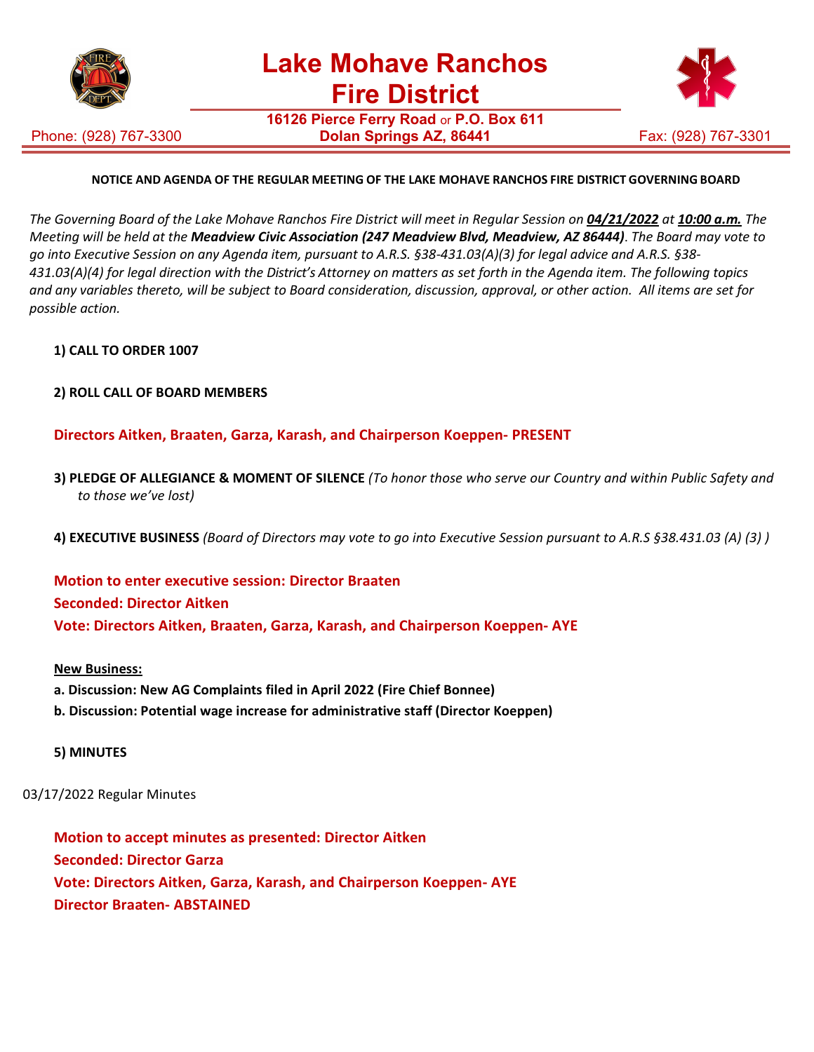# Lake Mohave Ranchos Fire District

**16126 Pierce Ferry Road** or **P.O. Box 611**
**Dolan Springs AZ, 86441**

Phone: (928) 767-3300 Fax: (928) 767-3301

**NOTICE AND AGENDA OF THE REGULAR MEETING OF THE LAKE MOHAVE RANCHOS FIRE DISTRICT GOVERNING BOARD**

*The Governing Board of the Lake Mohave Ranchos Fire District will meet in Regular Session on* ***04/21/2022*** *at* ***10:00 a.m.*** *The Meeting will be held at the* ***Meadview Civic Association (247 Meadview Blvd, Meadview, AZ 86444)****. The Board may vote to go into Executive Session on any Agenda item, pursuant to A.R.S. §38-431.03(A)(3) for legal advice and A.R.S. §38-431.03(A)(4) for legal direction with the District's Attorney on matters as set forth in the Agenda item. The following topics and any variables thereto, will be subject to Board consideration, discussion, approval, or other action. All items are set for possible action.*

**1) CALL TO ORDER 1007**

**2) ROLL CALL OF BOARD MEMBERS**

**Directors Aitken, Braaten, Garza, Karash, and Chairperson Koeppen- PRESENT**

**3) PLEDGE OF ALLEGIANCE & MOMENT OF SILENCE** *(To honor those who serve our Country and within Public Safety and to those we've lost)*

**4) EXECUTIVE BUSINESS** *(Board of Directors may vote to go into Executive Session pursuant to A.R.S §38.431.03 (A) (3) )*

**Motion to enter executive session: Director Braaten**
**Seconded: Director Aitken**
**Vote: Directors Aitken, Braaten, Garza, Karash, and Chairperson Koeppen- AYE**

**New Business:**

**a. Discussion: New AG Complaints filed in April 2022 (Fire Chief Bonnee)**
**b. Discussion: Potential wage increase for administrative staff (Director Koeppen)**

**5) MINUTES**

03/17/2022 Regular Minutes

**Motion to accept minutes as presented: Director Aitken**
**Seconded: Director Garza**
**Vote: Directors Aitken, Garza, Karash, and Chairperson Koeppen- AYE**
**Director Braaten- ABSTAINED**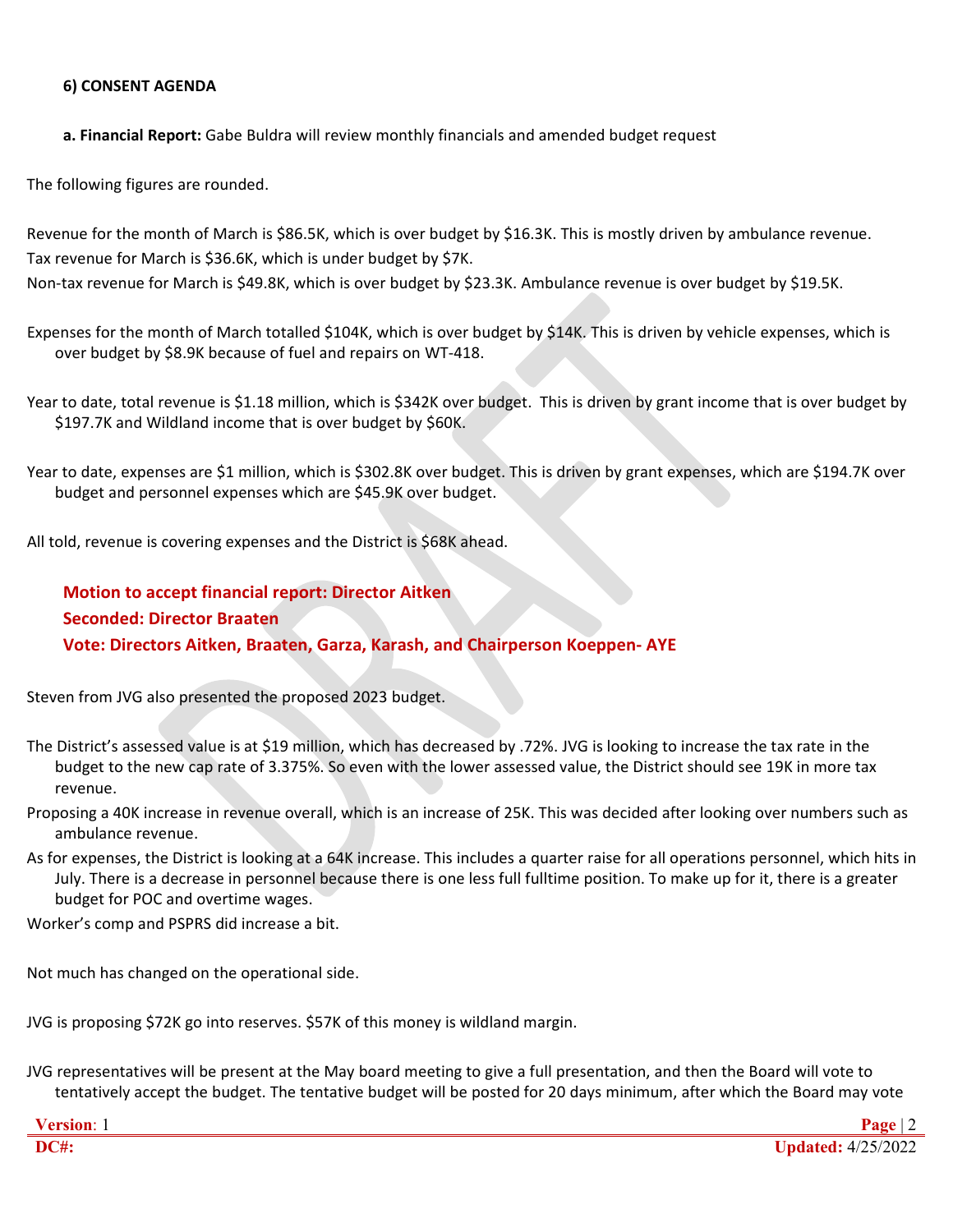**6) CONSENT AGENDA**

**a. Financial Report:** Gabe Buldra will review monthly financials and amended budget request

The following figures are rounded.

Revenue for the month of March is $86.5K, which is over budget by $16.3K. This is mostly driven by ambulance revenue.
Tax revenue for March is $36.6K, which is under budget by $7K.
Non-tax revenue for March is $49.8K, which is over budget by $23.3K. Ambulance revenue is over budget by $19.5K.

Expenses for the month of March totalled $104K, which is over budget by $14K. This is driven by vehicle expenses, which is over budget by $8.9K because of fuel and repairs on WT-418.

Year to date, total revenue is $1.18 million, which is $342K over budget. This is driven by grant income that is over budget by $197.7K and Wildland income that is over budget by $60K.

Year to date, expenses are $1 million, which is $302.8K over budget. This is driven by grant expenses, which are $194.7K over budget and personnel expenses which are $45.9K over budget.

All told, revenue is covering expenses and the District is $68K ahead.

**Motion to accept financial report: Director Aitken**
**Seconded: Director Braaten**
**Vote: Directors Aitken, Braaten, Garza, Karash, and Chairperson Koeppen- AYE**

Steven from JVG also presented the proposed 2023 budget.

The District's assessed value is at $19 million, which has decreased by .72%. JVG is looking to increase the tax rate in the budget to the new cap rate of 3.375%. So even with the lower assessed value, the District should see 19K in more tax revenue.
Proposing a 40K increase in revenue overall, which is an increase of 25K. This was decided after looking over numbers such as ambulance revenue.
As for expenses, the District is looking at a 64K increase. This includes a quarter raise for all operations personnel, which hits in July. There is a decrease in personnel because there is one less full fulltime position. To make up for it, there is a greater budget for POC and overtime wages.
Worker's comp and PSPRS did increase a bit.

Not much has changed on the operational side.

JVG is proposing $72K go into reserves. $57K of this money is wildland margin.

JVG representatives will be present at the May board meeting to give a full presentation, and then the Board will vote to tentatively accept the budget. The tentative budget will be posted for 20 days minimum, after which the Board may vote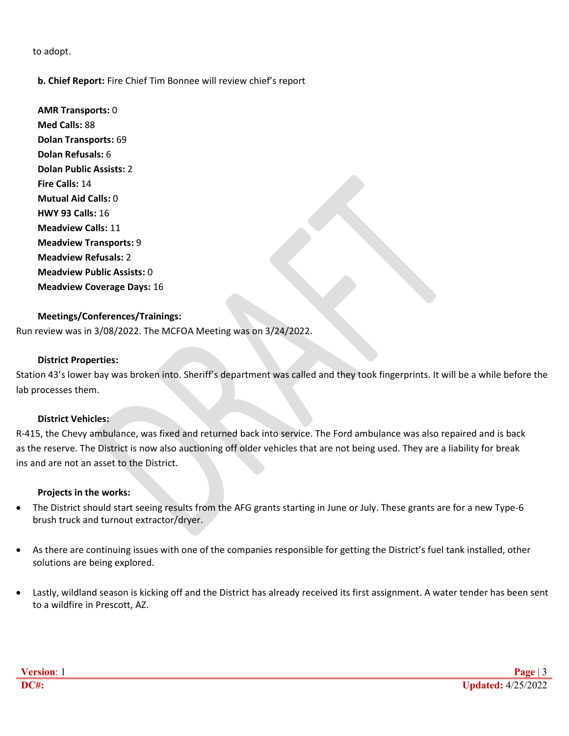to adopt.

**b. Chief Report:** Fire Chief Tim Bonnee will review chief's report

**AMR Transports:** 0
**Med Calls:** 88
**Dolan Transports:** 69
**Dolan Refusals:** 6
**Dolan Public Assists:** 2
**Fire Calls:** 14
**Mutual Aid Calls:** 0
**HWY 93 Calls:** 16
**Meadview Calls:** 11
**Meadview Transports:** 9
**Meadview Refusals:** 2
**Meadview Public Assists:** 0
**Meadview Coverage Days:** 16

**Meetings/Conferences/Trainings:**

Run review was in 3/08/2022. The MCFOA Meeting was on 3/24/2022.

**District Properties:**

Station 43's lower bay was broken into. Sheriff's department was called and they took fingerprints. It will be a while before the lab processes them.

**District Vehicles:**

R-415, the Chevy ambulance, was fixed and returned back into service. The Ford ambulance was also repaired and is back as the reserve. The District is now also auctioning off older vehicles that are not being used. They are a liability for break ins and are not an asset to the District.

**Projects in the works:**

- The District should start seeing results from the AFG grants starting in June or July. These grants are for a new Type-6 brush truck and turnout extractor/dryer.
- As there are continuing issues with one of the companies responsible for getting the District's fuel tank installed, other solutions are being explored.
- Lastly, wildland season is kicking off and the District has already received its first assignment. A water tender has been sent to a wildfire in Prescott, AZ.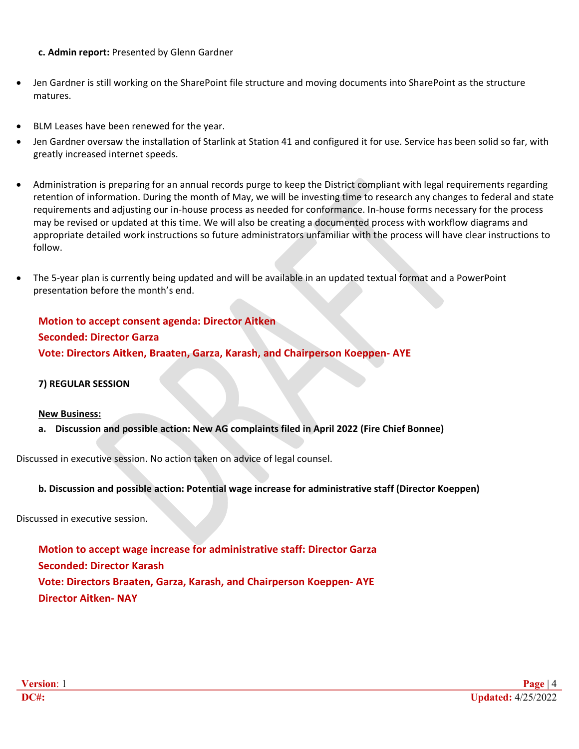**c. Admin report:** Presented by Glenn Gardner

- Jen Gardner is still working on the SharePoint file structure and moving documents into SharePoint as the structure matures.
- BLM Leases have been renewed for the year.
- Jen Gardner oversaw the installation of Starlink at Station 41 and configured it for use. Service has been solid so far, with greatly increased internet speeds.
- Administration is preparing for an annual records purge to keep the District compliant with legal requirements regarding retention of information. During the month of May, we will be investing time to research any changes to federal and state requirements and adjusting our in-house process as needed for conformance. In-house forms necessary for the process may be revised or updated at this time. We will also be creating a documented process with workflow diagrams and appropriate detailed work instructions so future administrators unfamiliar with the process will have clear instructions to follow.
- The 5-year plan is currently being updated and will be available in an updated textual format and a PowerPoint presentation before the month's end.

**Motion to accept consent agenda: Director Aitken**
**Seconded: Director Garza**
**Vote: Directors Aitken, Braaten, Garza, Karash, and Chairperson Koeppen- AYE**

**7) REGULAR SESSION**

**New Business:**

**a. Discussion and possible action: New AG complaints filed in April 2022 (Fire Chief Bonnee)**

Discussed in executive session. No action taken on advice of legal counsel.

**b. Discussion and possible action: Potential wage increase for administrative staff (Director Koeppen)**

Discussed in executive session.

**Motion to accept wage increase for administrative staff: Director Garza**
**Seconded: Director Karash**
**Vote: Directors Braaten, Garza, Karash, and Chairperson Koeppen- AYE**
**Director Aitken- NAY**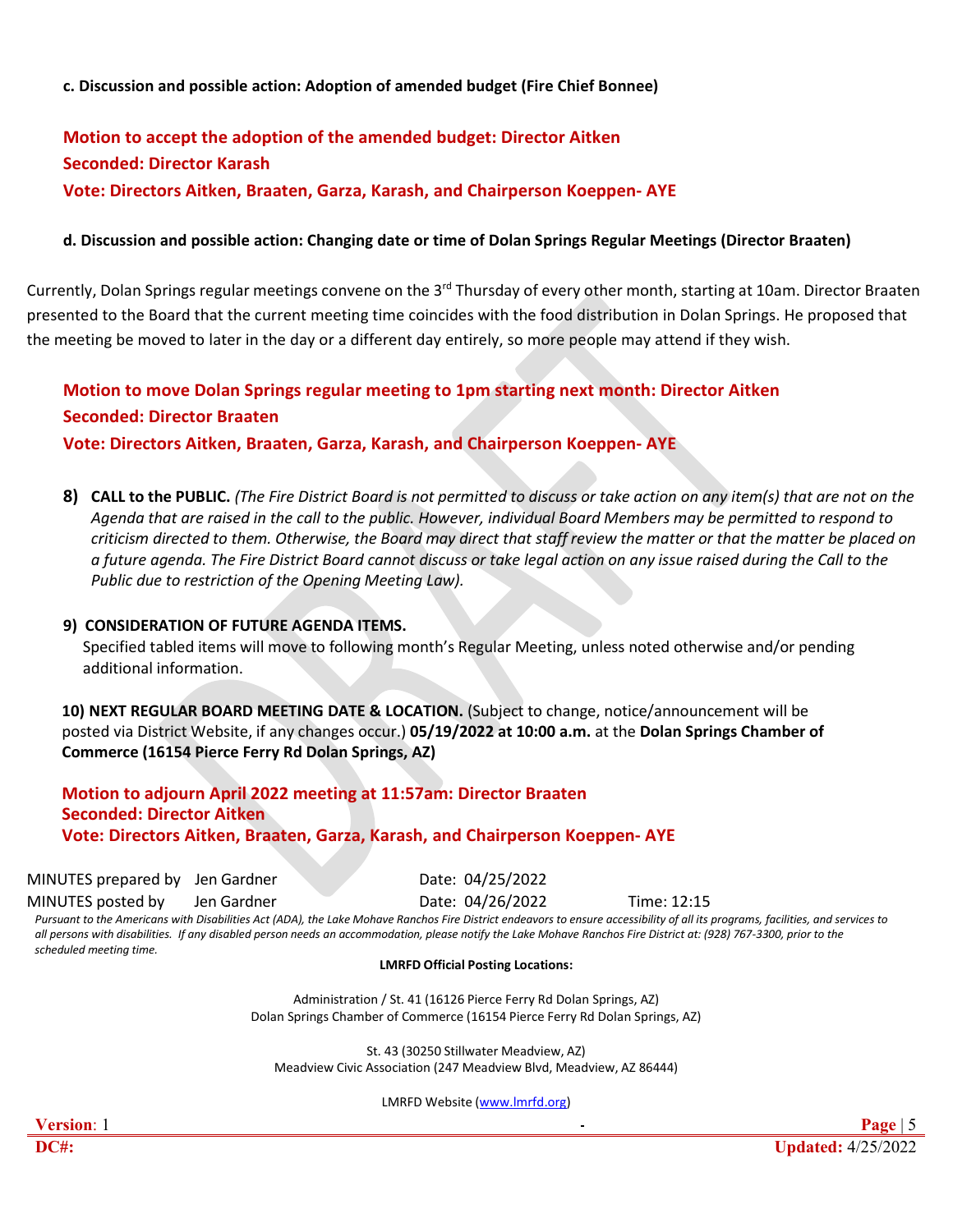**c. Discussion and possible action: Adoption of amended budget (Fire Chief Bonnee)**

**Motion to accept the adoption of the amended budget: Director Aitken**
**Seconded: Director Karash**
**Vote: Directors Aitken, Braaten, Garza, Karash, and Chairperson Koeppen- AYE**

**d. Discussion and possible action: Changing date or time of Dolan Springs Regular Meetings (Director Braaten)**

Currently, Dolan Springs regular meetings convene on the 3rd Thursday of every other month, starting at 10am. Director Braaten presented to the Board that the current meeting time coincides with the food distribution in Dolan Springs. He proposed that the meeting be moved to later in the day or a different day entirely, so more people may attend if they wish.

**Motion to move Dolan Springs regular meeting to 1pm starting next month: Director Aitken**
**Seconded: Director Braaten**
**Vote: Directors Aitken, Braaten, Garza, Karash, and Chairperson Koeppen- AYE**

**8) CALL to the PUBLIC.** *(The Fire District Board is not permitted to discuss or take action on any item(s) that are not on the Agenda that are raised in the call to the public. However, individual Board Members may be permitted to respond to criticism directed to them. Otherwise, the Board may direct that staff review the matter or that the matter be placed on a future agenda. The Fire District Board cannot discuss or take legal action on any issue raised during the Call to the Public due to restriction of the Opening Meeting Law).*

**9) CONSIDERATION OF FUTURE AGENDA ITEMS.**
Specified tabled items will move to following month's Regular Meeting, unless noted otherwise and/or pending additional information.

**10) NEXT REGULAR BOARD MEETING DATE & LOCATION.** (Subject to change, notice/announcement will be posted via District Website, if any changes occur.) **05/19/2022 at 10:00 a.m.** at the **Dolan Springs Chamber of Commerce (16154 Pierce Ferry Rd Dolan Springs, AZ)**

**Motion to adjourn April 2022 meeting at 11:57am: Director Braaten**
**Seconded: Director Aitken**
**Vote: Directors Aitken, Braaten, Garza, Karash, and Chairperson Koeppen- AYE**

MINUTES prepared by Jen Gardner Date: 04/25/2022
MINUTES posted by Jen Gardner Date: 04/26/2022 Time: 12:15

*Pursuant to the Americans with Disabilities Act (ADA), the Lake Mohave Ranchos Fire District endeavors to ensure accessibility of all its programs, facilities, and services to all persons with disabilities. If any disabled person needs an accommodation, please notify the Lake Mohave Ranchos Fire District at: (928) 767-3300, prior to the scheduled meeting time.*

**LMRFD Official Posting Locations:**

Administration / St. 41 (16126 Pierce Ferry Rd Dolan Springs, AZ)
Dolan Springs Chamber of Commerce (16154 Pierce Ferry Rd Dolan Springs, AZ)

St. 43 (30250 Stillwater Meadview, AZ)
Meadview Civic Association (247 Meadview Blvd, Meadview, AZ 86444)

LMRFD Website (www.lmrfd.org)

**Version**: 1
**DC#:**
**Updated:** 4/25/2022